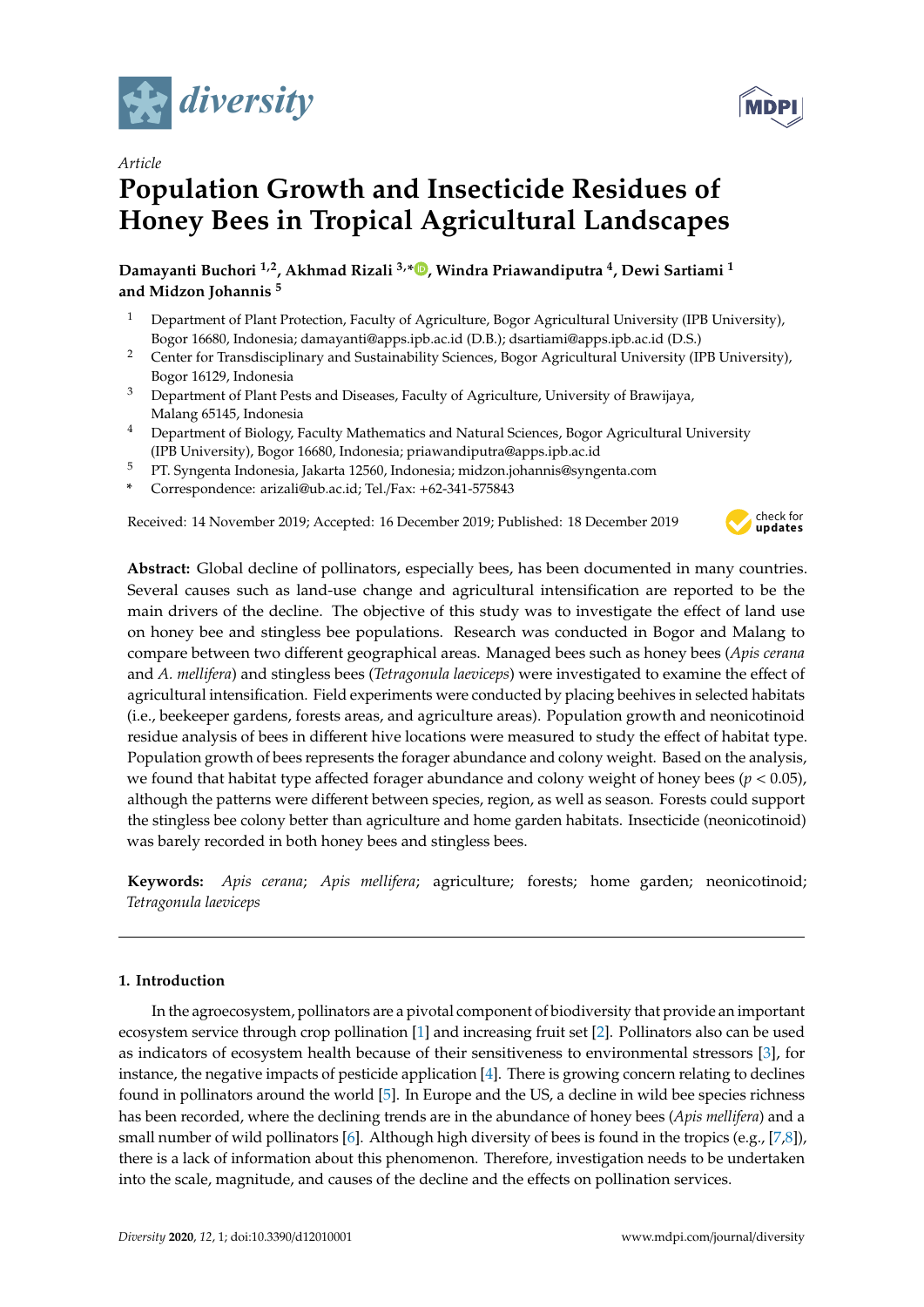*Article*

# Population Growth and Insecticide Residues of Honey Bees in Tropical Agricultural Landscapes

**Damayanti Buchori [1,2], Akhmad Rizali [3,*], Windra Priawandiputra [4], Dewi Sartiami [1] and Midzon Johannis [5]**

[1] Department of Plant Protection, Faculty of Agriculture, Bogor Agricultural University (IPB University), Bogor 16680, Indonesia; damayanti@apps.ipb.ac.id (D.B.); dsartiami@apps.ipb.ac.id (D.S.)
[2] Center for Transdisciplinary and Sustainability Sciences, Bogor Agricultural University (IPB University), Bogor 16129, Indonesia
[3] Department of Plant Pests and Diseases, Faculty of Agriculture, University of Brawijaya, Malang 65145, Indonesia
[4] Department of Biology, Faculty Mathematics and Natural Sciences, Bogor Agricultural University (IPB University), Bogor 16680, Indonesia; priawandiputra@apps.ipb.ac.id
[5] PT. Syngenta Indonesia, Jakarta 12560, Indonesia; midzon.johannis@syngenta.com
* Correspondence: arizali@ub.ac.id; Tel./Fax: +62-341-575843

Received: 14 November 2019; Accepted: 16 December 2019; Published: 18 December 2019

**Abstract:** Global decline of pollinators, especially bees, has been documented in many countries. Several causes such as land-use change and agricultural intensification are reported to be the main drivers of the decline. The objective of this study was to investigate the effect of land use on honey bee and stingless bee populations. Research was conducted in Bogor and Malang to compare between two different geographical areas. Managed bees such as honey bees (*Apis cerana* and *A. mellifera*) and stingless bees (*Tetragonula laeviceps*) were investigated to examine the effect of agricultural intensification. Field experiments were conducted by placing beehives in selected habitats (i.e., beekeeper gardens, forests areas, and agriculture areas). Population growth and neonicotinoid residue analysis of bees in different hive locations were measured to study the effect of habitat type. Population growth of bees represents the forager abundance and colony weight. Based on the analysis, we found that habitat type affected forager abundance and colony weight of honey bees ($p < 0.05$), although the patterns were different between species, region, as well as season. Forests could support the stingless bee colony better than agriculture and home garden habitats. Insecticide (neonicotinoid) was barely recorded in both honey bees and stingless bees.

**Keywords:** *Apis cerana*; *Apis mellifera*; agriculture; forests; home garden; neonicotinoid; *Tetragonula laeviceps*

## 1. Introduction

In the agroecosystem, pollinators are a pivotal component of biodiversity that provide an important ecosystem service through crop pollination [1] and increasing fruit set [2]. Pollinators also can be used as indicators of ecosystem health because of their sensitiveness to environmental stressors [3], for instance, the negative impacts of pesticide application [4]. There is growing concern relating to declines found in pollinators around the world [5]. In Europe and the US, a decline in wild bee species richness has been recorded, where the declining trends are in the abundance of honey bees (*Apis mellifera*) and a small number of wild pollinators [6]. Although high diversity of bees is found in the tropics (e.g., [7,8]), there is a lack of information about this phenomenon. Therefore, investigation needs to be undertaken into the scale, magnitude, and causes of the decline and the effects on pollination services.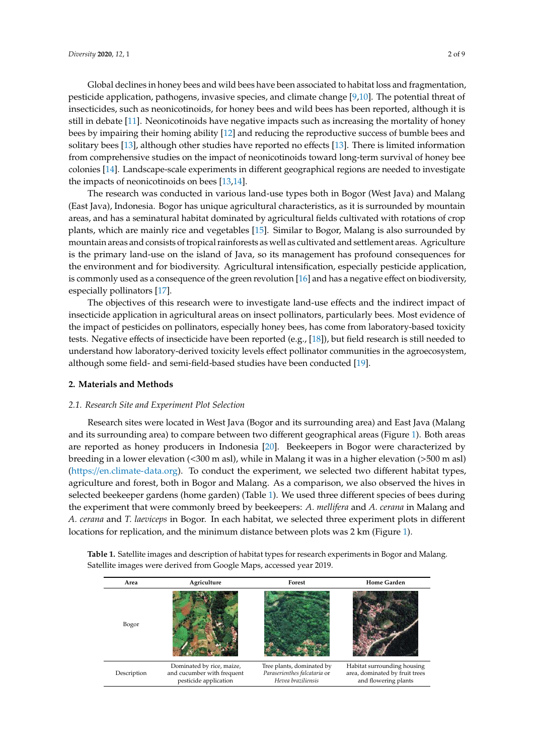Global declines in honey bees and wild bees have been associated to habitat loss and fragmentation, pesticide application, pathogens, invasive species, and climate change [9,10]. The potential threat of insecticides, such as neonicotinoids, for honey bees and wild bees has been reported, although it is still in debate [11]. Neonicotinoids have negative impacts such as increasing the mortality of honey bees by impairing their homing ability [12] and reducing the reproductive success of bumble bees and solitary bees [13], although other studies have reported no effects [13]. There is limited information from comprehensive studies on the impact of neonicotinoids toward long-term survival of honey bee colonies [14]. Landscape-scale experiments in different geographical regions are needed to investigate the impacts of neonicotinoids on bees [13,14].

The research was conducted in various land-use types both in Bogor (West Java) and Malang (East Java), Indonesia. Bogor has unique agricultural characteristics, as it is surrounded by mountain areas, and has a seminatural habitat dominated by agricultural fields cultivated with rotations of crop plants, which are mainly rice and vegetables [15]. Similar to Bogor, Malang is also surrounded by mountain areas and consists of tropical rainforests as well as cultivated and settlement areas. Agriculture is the primary land-use on the island of Java, so its management has profound consequences for the environment and for biodiversity. Agricultural intensification, especially pesticide application, is commonly used as a consequence of the green revolution [16] and has a negative effect on biodiversity, especially pollinators [17].

The objectives of this research were to investigate land-use effects and the indirect impact of insecticide application in agricultural areas on insect pollinators, particularly bees. Most evidence of the impact of pesticides on pollinators, especially honey bees, has come from laboratory-based toxicity tests. Negative effects of insecticide have been reported (e.g., [18]), but field research is still needed to understand how laboratory-derived toxicity levels effect pollinator communities in the agroecosystem, although some field- and semi-field-based studies have been conducted [19].

## 2. Materials and Methods

### 2.1. Research Site and Experiment Plot Selection

Research sites were located in West Java (Bogor and its surrounding area) and East Java (Malang and its surrounding area) to compare between two different geographical areas (Figure 1). Both areas are reported as honey producers in Indonesia [20]. Beekeepers in Bogor were characterized by breeding in a lower elevation (<300 m asl), while in Malang it was in a higher elevation (>500 m asl) (https://en.climate-data.org). To conduct the experiment, we selected two different habitat types, agriculture and forest, both in Bogor and Malang. As a comparison, we also observed the hives in selected beekeeper gardens (home garden) (Table 1). We used three different species of bees during the experiment that were commonly breed by beekeepers: *A. mellifera* and *A. cerana* in Malang and *A. cerana* and *T. laeviceps* in Bogor. In each habitat, we selected three experiment plots in different locations for replication, and the minimum distance between plots was 2 km (Figure 1).

**Table 1.** Satellite images and description of habitat types for research experiments in Bogor and Malang. Satellite images were derived from Google Maps, accessed year 2019.

| Area | Agriculture | Forest | Home Garden |
|---|---|---|---|
| Bogor | | | |
| Description | Dominated by rice, maize, and cucumber with frequent pesticide application | Tree plants, dominated by *Paraserienthes falcataria* or *Hevea braziliensis* | Habitat surrounding housing area, dominated by fruit trees and flowering plants |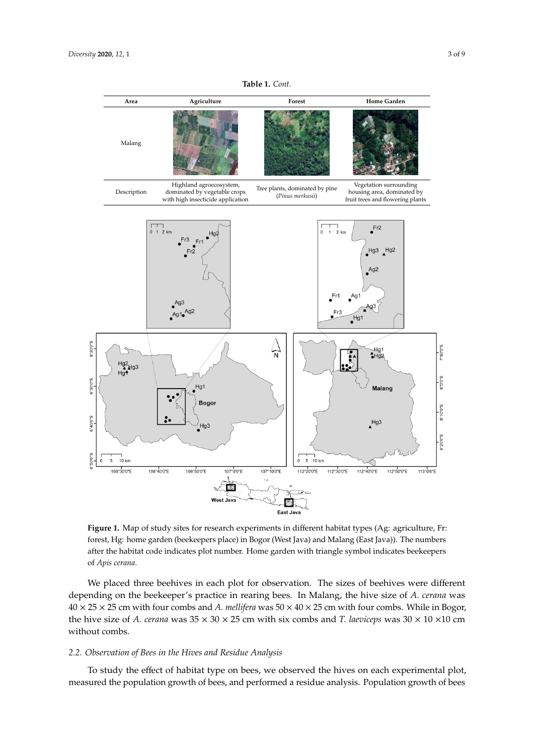**Table 1.** *Cont.*

| Area | Agriculture | Forest | Home Garden |
|---|---|---|---|
| Malang | | | |
| Description | Highland agroecosystem, dominated by vegetable crops with high insecticide application | Tree plants, dominated by pine (*Pinus merkusii*) | Vegetation surrounding housing area, dominated by fruit trees and flowering plants |

**Figure 1.** Map of study sites for research experiments in different habitat types (Ag: agriculture, Fr: forest, Hg: home garden (beekeepers place) in Bogor (West Java) and Malang (East Java)). The numbers after the habitat code indicates plot number. Home garden with triangle symbol indicates beekeepers of *Apis cerana*.

We placed three beehives in each plot for observation. The sizes of beehives were different depending on the beekeeper's practice in rearing bees. In Malang, the hive size of *A. cerana* was $40 \times 25 \times 25$ cm with four combs and *A. mellifera* was $50 \times 40 \times 25$ cm with four combs. While in Bogor, the hive size of *A. cerana* was $35 \times 30 \times 25$ cm with six combs and *T. laeviceps* was $30 \times 10 \times 10$ cm without combs.

### *2.2. Observation of Bees in the Hives and Residue Analysis*

To study the effect of habitat type on bees, we observed the hives on each experimental plot, measured the population growth of bees, and performed a residue analysis. Population growth of bees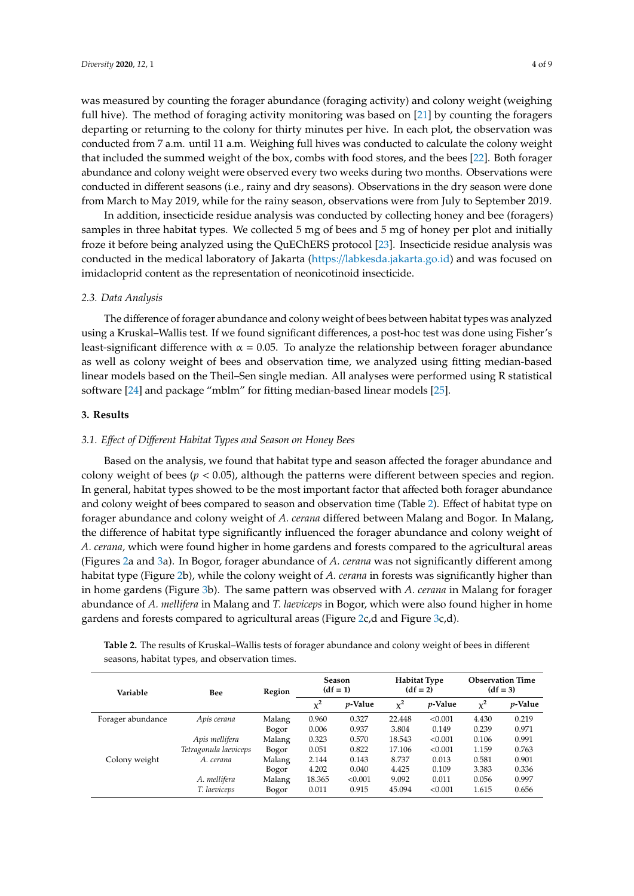was measured by counting the forager abundance (foraging activity) and colony weight (weighing full hive). The method of foraging activity monitoring was based on [21] by counting the foragers departing or returning to the colony for thirty minutes per hive. In each plot, the observation was conducted from 7 a.m. until 11 a.m. Weighing full hives was conducted to calculate the colony weight that included the summed weight of the box, combs with food stores, and the bees [22]. Both forager abundance and colony weight were observed every two weeks during two months. Observations were conducted in different seasons (i.e., rainy and dry seasons). Observations in the dry season were done from March to May 2019, while for the rainy season, observations were from July to September 2019.

In addition, insecticide residue analysis was conducted by collecting honey and bee (foragers) samples in three habitat types. We collected 5 mg of bees and 5 mg of honey per plot and initially froze it before being analyzed using the QuEChERS protocol [23]. Insecticide residue analysis was conducted in the medical laboratory of Jakarta (https://labkesda.jakarta.go.id) and was focused on imidacloprid content as the representation of neonicotinoid insecticide.

### *2.3. Data Analysis*

The difference of forager abundance and colony weight of bees between habitat types was analyzed using a Kruskal–Wallis test. If we found significant differences, a post-hoc test was done using Fisher's least-significant difference with $\alpha = 0.05$. To analyze the relationship between forager abundance as well as colony weight of bees and observation time, we analyzed using fitting median-based linear models based on the Theil–Sen single median. All analyses were performed using R statistical software [24] and package "mblm" for fitting median-based linear models [25].

## **3. Results**

### *3.1. Effect of Different Habitat Types and Season on Honey Bees*

Based on the analysis, we found that habitat type and season affected the forager abundance and colony weight of bees ($p < 0.05$), although the patterns were different between species and region. In general, habitat types showed to be the most important factor that affected both forager abundance and colony weight of bees compared to season and observation time (Table 2). Effect of habitat type on forager abundance and colony weight of *A. cerana* differed between Malang and Bogor. In Malang, the difference of habitat type significantly influenced the forager abundance and colony weight of *A. cerana,* which were found higher in home gardens and forests compared to the agricultural areas (Figures 2a and 3a). In Bogor, forager abundance of *A. cerana* was not significantly different among habitat type (Figure 2b), while the colony weight of *A. cerana* in forests was significantly higher than in home gardens (Figure 3b). The same pattern was observed with *A. cerana* in Malang for forager abundance of *A. mellifera* in Malang and *T. laeviceps* in Bogor, which were also found higher in home gardens and forests compared to agricultural areas (Figure 2c,d and Figure 3c,d).

**Table 2.** The results of Kruskal–Wallis tests of forager abundance and colony weight of bees in different seasons, habitat types, and observation times.

| Variable | Bee | Region | Season (df = 1) | | Habitat Type (df = 2) | | Observation Time (df = 3) | |
|---|---|---|---|---|---|---|---|---|
| | | | $\chi^2$ | *p*-Value | $\chi^2$ | *p*-Value | $\chi^2$ | *p*-Value |
| Forager abundance | *Apis cerana* | Malang | 0.960 | 0.327 | 22.448 | <0.001 | 4.430 | 0.219 |
| | | Bogor | 0.006 | 0.937 | 3.804 | 0.149 | 0.239 | 0.971 |
| | *Apis mellifera* | Malang | 0.323 | 0.570 | 18.543 | <0.001 | 0.106 | 0.991 |
| | *Tetragonula laeviceps* | Bogor | 0.051 | 0.822 | 17.106 | <0.001 | 1.159 | 0.763 |
| Colony weight | *A. cerana* | Malang | 2.144 | 0.143 | 8.737 | 0.013 | 0.581 | 0.901 |
| | | Bogor | 4.202 | 0.040 | 4.425 | 0.109 | 3.383 | 0.336 |
| | *A. mellifera* | Malang | 18.365 | <0.001 | 9.092 | 0.011 | 0.056 | 0.997 |
| | *T. laeviceps* | Bogor | 0.011 | 0.915 | 45.094 | <0.001 | 1.615 | 0.656 |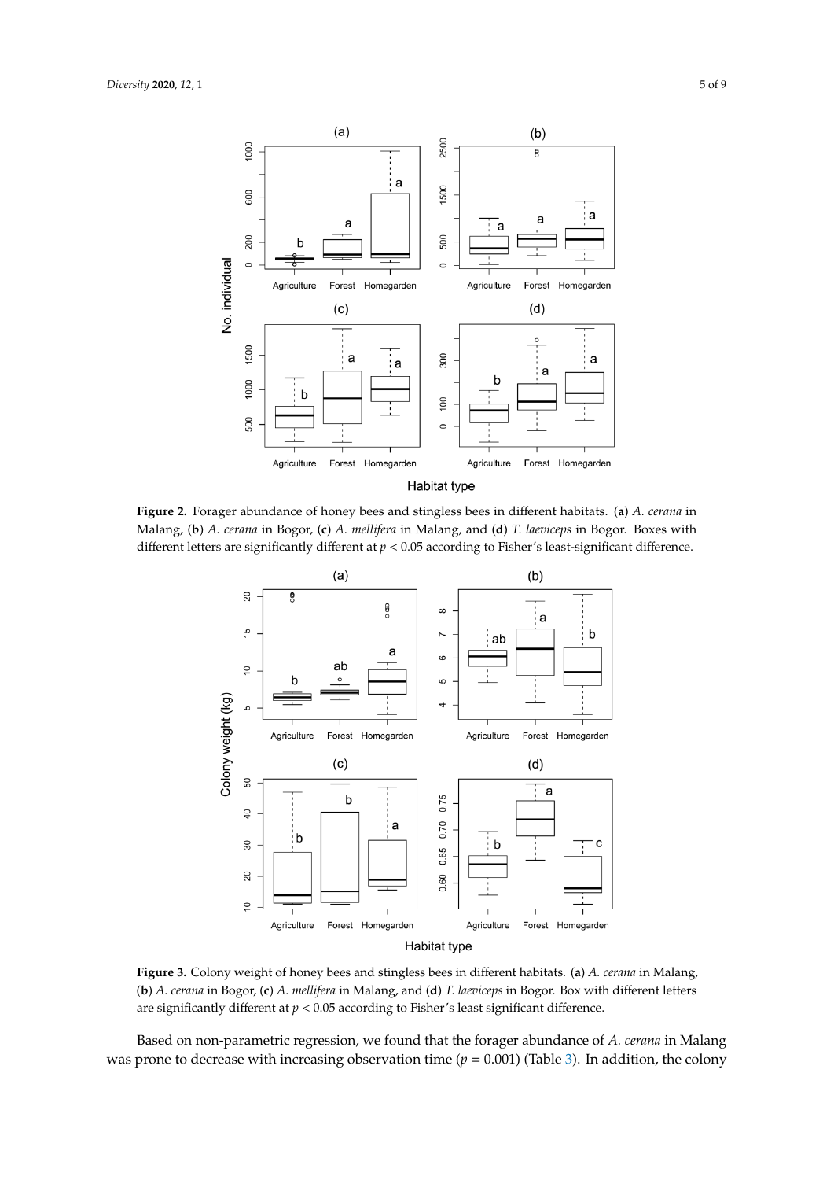**Figure 2.** Forager abundance of honey bees and stingless bees in different habitats. (**a**) *A. cerana* in Malang, (**b**) *A. cerana* in Bogor, (**c**) *A. mellifera* in Malang, and (**d**) *T. laeviceps* in Bogor. Boxes with different letters are significantly different at $p < 0.05$ according to Fisher's least-significant difference.

**Figure 3.** Colony weight of honey bees and stingless bees in different habitats. (**a**) *A. cerana* in Malang, (**b**) *A. cerana* in Bogor, (**c**) *A. mellifera* in Malang, and (**d**) *T. laeviceps* in Bogor. Box with different letters are significantly different at $p < 0.05$ according to Fisher's least significant difference.

Based on non-parametric regression, we found that the forager abundance of *A. cerana* in Malang was prone to decrease with increasing observation time ($p = 0.001$) (Table 3). In addition, the colony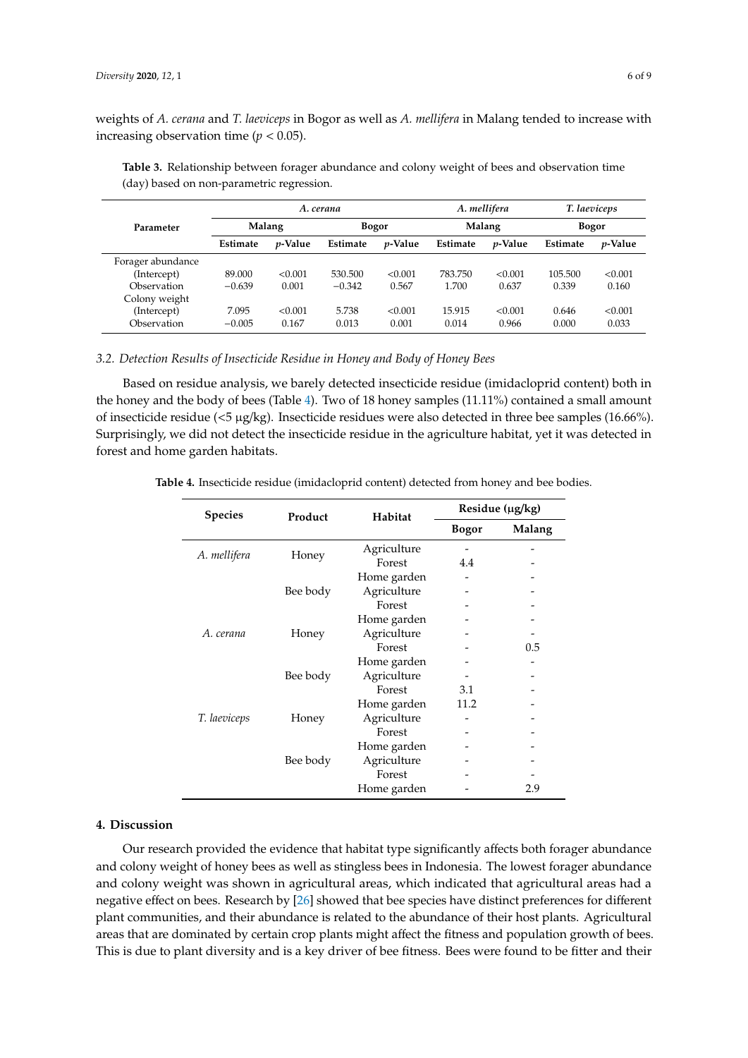weights of *A. cerana* and *T. laeviceps* in Bogor as well as *A. mellifera* in Malang tended to increase with increasing observation time ($p < 0.05$).

**Table 3.** Relationship between forager abundance and colony weight of bees and observation time (day) based on non-parametric regression.

| Parameter | *A. cerana* | | | | *A. mellifera* | | *T. laeviceps* | |
|---|---|---|---|---|---|---|---|---|
| | Malang | | Bogor | | Malang | | Bogor | |
| | Estimate | *p*-Value | Estimate | *p*-Value | Estimate | *p*-Value | Estimate | *p*-Value |
| Forager abundance | | | | | | | | |
| (Intercept) | 89.000 | <0.001 | 530.500 | <0.001 | 783.750 | <0.001 | 105.500 | <0.001 |
| Observation | −0.639 | 0.001 | −0.342 | 0.567 | 1.700 | 0.637 | 0.339 | 0.160 |
| Colony weight | | | | | | | | |
| (Intercept) | 7.095 | <0.001 | 5.738 | <0.001 | 15.915 | <0.001 | 0.646 | <0.001 |
| Observation | −0.005 | 0.167 | 0.013 | 0.001 | 0.014 | 0.966 | 0.000 | 0.033 |

### 3.2. Detection Results of Insecticide Residue in Honey and Body of Honey Bees

Based on residue analysis, we barely detected insecticide residue (imidacloprid content) both in the honey and the body of bees (Table 4). Two of 18 honey samples (11.11%) contained a small amount of insecticide residue (<5 μg/kg). Insecticide residues were also detected in three bee samples (16.66%). Surprisingly, we did not detect the insecticide residue in the agriculture habitat, yet it was detected in forest and home garden habitats.

**Table 4.** Insecticide residue (imidacloprid content) detected from honey and bee bodies.

| Species | Product | Habitat | Residue (μg/kg) | |
|---|---|---|---|---|
| | | | Bogor | Malang |
| *A. mellifera* | Honey | Agriculture | - | - |
| | | Forest | 4.4 | - |
| | | Home garden | - | - |
| | Bee body | Agriculture | - | - |
| | | Forest | - | - |
| | | Home garden | - | - |
| *A. cerana* | Honey | Agriculture | - | - |
| | | Forest | - | 0.5 |
| | | Home garden | - | - |
| | Bee body | Agriculture | - | - |
| | | Forest | 3.1 | - |
| | | Home garden | 11.2 | - |
| *T. laeviceps* | Honey | Agriculture | - | - |
| | | Forest | - | - |
| | | Home garden | - | - |
| | Bee body | Agriculture | - | - |
| | | Forest | - | - |
| | | Home garden | - | 2.9 |

## 4. Discussion

Our research provided the evidence that habitat type significantly affects both forager abundance and colony weight of honey bees as well as stingless bees in Indonesia. The lowest forager abundance and colony weight was shown in agricultural areas, which indicated that agricultural areas had a negative effect on bees. Research by [26] showed that bee species have distinct preferences for different plant communities, and their abundance is related to the abundance of their host plants. Agricultural areas that are dominated by certain crop plants might affect the fitness and population growth of bees. This is due to plant diversity and is a key driver of bee fitness. Bees were found to be fitter and their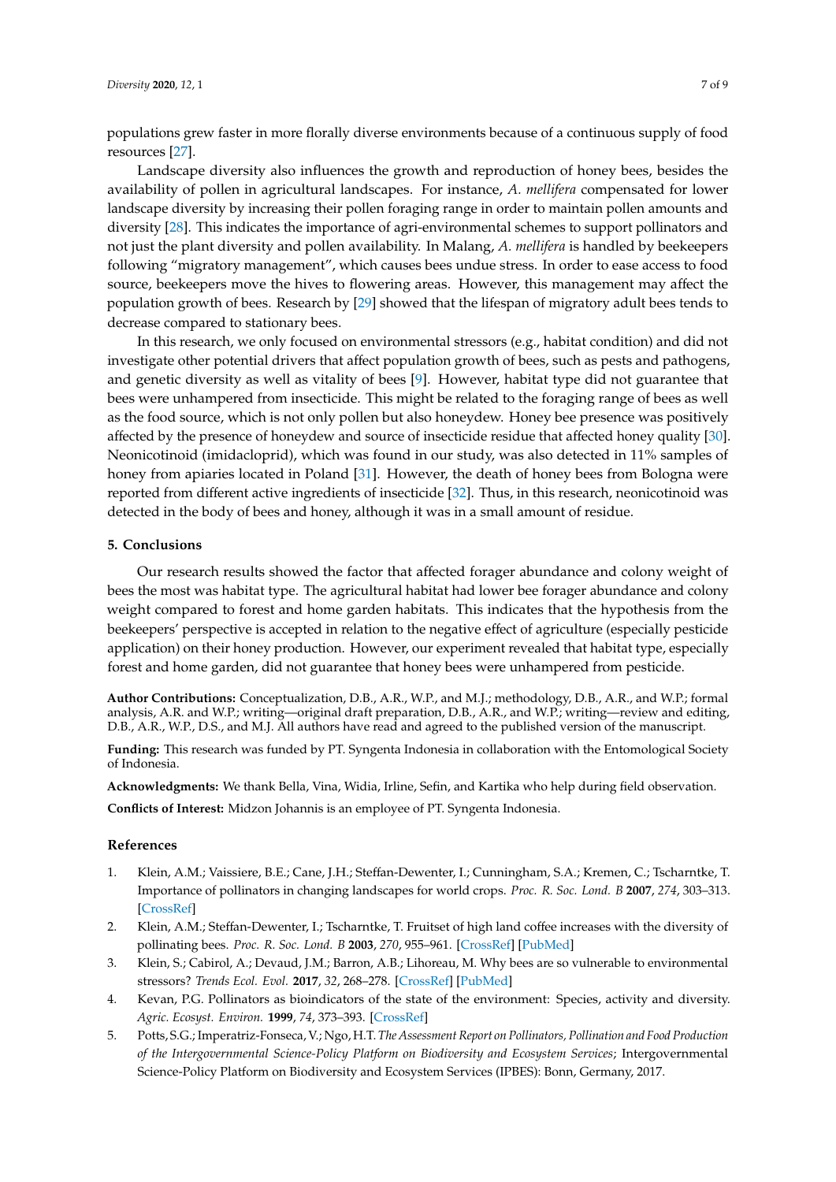populations grew faster in more florally diverse environments because of a continuous supply of food resources [27].

Landscape diversity also influences the growth and reproduction of honey bees, besides the availability of pollen in agricultural landscapes. For instance, *A. mellifera* compensated for lower landscape diversity by increasing their pollen foraging range in order to maintain pollen amounts and diversity [28]. This indicates the importance of agri-environmental schemes to support pollinators and not just the plant diversity and pollen availability. In Malang, *A. mellifera* is handled by beekeepers following "migratory management", which causes bees undue stress. In order to ease access to food source, beekeepers move the hives to flowering areas. However, this management may affect the population growth of bees. Research by [29] showed that the lifespan of migratory adult bees tends to decrease compared to stationary bees.

In this research, we only focused on environmental stressors (e.g., habitat condition) and did not investigate other potential drivers that affect population growth of bees, such as pests and pathogens, and genetic diversity as well as vitality of bees [9]. However, habitat type did not guarantee that bees were unhampered from insecticide. This might be related to the foraging range of bees as well as the food source, which is not only pollen but also honeydew. Honey bee presence was positively affected by the presence of honeydew and source of insecticide residue that affected honey quality [30]. Neonicotinoid (imidacloprid), which was found in our study, was also detected in 11% samples of honey from apiaries located in Poland [31]. However, the death of honey bees from Bologna were reported from different active ingredients of insecticide [32]. Thus, in this research, neonicotinoid was detected in the body of bees and honey, although it was in a small amount of residue.

## 5. Conclusions

Our research results showed the factor that affected forager abundance and colony weight of bees the most was habitat type. The agricultural habitat had lower bee forager abundance and colony weight compared to forest and home garden habitats. This indicates that the hypothesis from the beekeepers' perspective is accepted in relation to the negative effect of agriculture (especially pesticide application) on their honey production. However, our experiment revealed that habitat type, especially forest and home garden, did not guarantee that honey bees were unhampered from pesticide.

**Author Contributions:** Conceptualization, D.B., A.R., W.P., and M.J.; methodology, D.B., A.R., and W.P.; formal analysis, A.R. and W.P.; writing—original draft preparation, D.B., A.R., and W.P.; writing—review and editing, D.B., A.R., W.P., D.S., and M.J. All authors have read and agreed to the published version of the manuscript.

**Funding:** This research was funded by PT. Syngenta Indonesia in collaboration with the Entomological Society of Indonesia.

**Acknowledgments:** We thank Bella, Vina, Widia, Irline, Sefin, and Kartika who help during field observation.

**Conflicts of Interest:** Midzon Johannis is an employee of PT. Syngenta Indonesia.

## References

1. Klein, A.M.; Vaissiere, B.E.; Cane, J.H.; Steffan-Dewenter, I.; Cunningham, S.A.; Kremen, C.; Tscharntke, T. Importance of pollinators in changing landscapes for world crops. *Proc. R. Soc. Lond. B* **2007**, *274*, 303–313. [CrossRef]
2. Klein, A.M.; Steffan-Dewenter, I.; Tscharntke, T. Fruitset of high land coffee increases with the diversity of pollinating bees. *Proc. R. Soc. Lond. B* **2003**, *270*, 955–961. [CrossRef] [PubMed]
3. Klein, S.; Cabirol, A.; Devaud, J.M.; Barron, A.B.; Lihoreau, M. Why bees are so vulnerable to environmental stressors? *Trends Ecol. Evol.* **2017**, *32*, 268–278. [CrossRef] [PubMed]
4. Kevan, P.G. Pollinators as bioindicators of the state of the environment: Species, activity and diversity. *Agric. Ecosyst. Environ.* **1999**, *74*, 373–393. [CrossRef]
5. Potts, S.G.; Imperatriz-Fonseca, V.; Ngo, H.T. *The Assessment Report on Pollinators, Pollination and Food Production of the Intergovernmental Science-Policy Platform on Biodiversity and Ecosystem Services*; Intergovernmental Science-Policy Platform on Biodiversity and Ecosystem Services (IPBES): Bonn, Germany, 2017.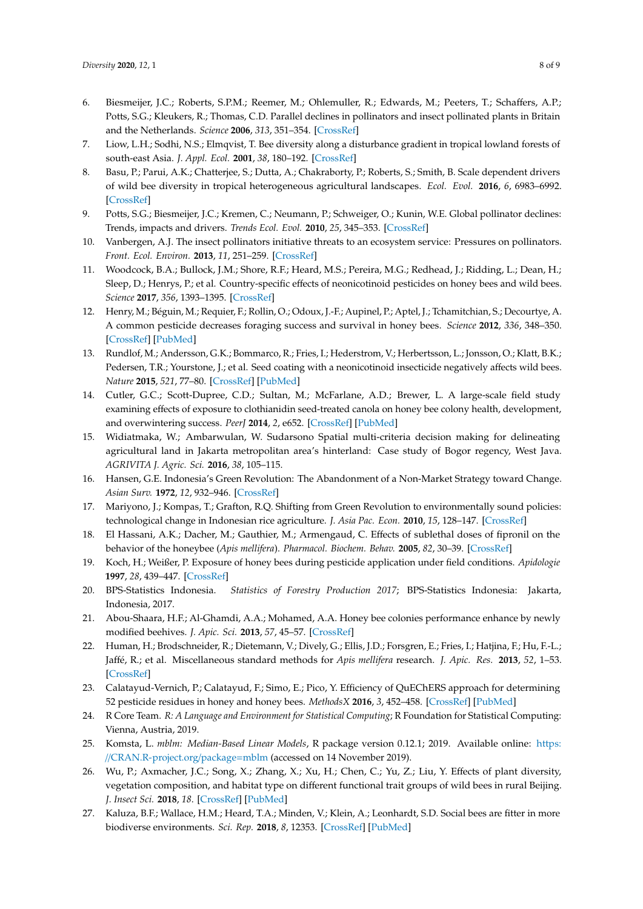6. Biesmeijer, J.C.; Roberts, S.P.M.; Reemer, M.; Ohlemuller, R.; Edwards, M.; Peeters, T.; Schaffers, A.P.; Potts, S.G.; Kleukers, R.; Thomas, C.D. Parallel declines in pollinators and insect pollinated plants in Britain and the Netherlands. *Science* **2006**, *313*, 351–354. [CrossRef]
7. Liow, L.H.; Sodhi, N.S.; Elmqvist, T. Bee diversity along a disturbance gradient in tropical lowland forests of south-east Asia. *J. Appl. Ecol.* **2001**, *38*, 180–192. [CrossRef]
8. Basu, P.; Parui, A.K.; Chatterjee, S.; Dutta, A.; Chakraborty, P.; Roberts, S.; Smith, B. Scale dependent drivers of wild bee diversity in tropical heterogeneous agricultural landscapes. *Ecol. Evol.* **2016**, *6*, 6983–6992. [CrossRef]
9. Potts, S.G.; Biesmeijer, J.C.; Kremen, C.; Neumann, P.; Schweiger, O.; Kunin, W.E. Global pollinator declines: Trends, impacts and drivers. *Trends Ecol. Evol.* **2010**, *25*, 345–353. [CrossRef]
10. Vanbergen, A.J. The insect pollinators initiative threats to an ecosystem service: Pressures on pollinators. *Front. Ecol. Environ.* **2013**, *11*, 251–259. [CrossRef]
11. Woodcock, B.A.; Bullock, J.M.; Shore, R.F.; Heard, M.S.; Pereira, M.G.; Redhead, J.; Ridding, L.; Dean, H.; Sleep, D.; Henrys, P.; et al. Country-specific effects of neonicotinoid pesticides on honey bees and wild bees. *Science* **2017**, *356*, 1393–1395. [CrossRef]
12. Henry, M.; Béguin, M.; Requier, F.; Rollin, O.; Odoux, J.-F.; Aupinel, P.; Aptel, J.; Tchamitchian, S.; Decourtye, A. A common pesticide decreases foraging success and survival in honey bees. *Science* **2012**, *336*, 348–350. [CrossRef] [PubMed]
13. Rundlof, M.; Andersson, G.K.; Bommarco, R.; Fries, I.; Hederstrom, V.; Herbertsson, L.; Jonsson, O.; Klatt, B.K.; Pedersen, T.R.; Yourstone, J.; et al. Seed coating with a neonicotinoid insecticide negatively affects wild bees. *Nature* **2015**, *521*, 77–80. [CrossRef] [PubMed]
14. Cutler, G.C.; Scott-Dupree, C.D.; Sultan, M.; McFarlane, A.D.; Brewer, L. A large-scale field study examining effects of exposure to clothianidin seed-treated canola on honey bee colony health, development, and overwintering success. *PeerJ* **2014**, *2*, e652. [CrossRef] [PubMed]
15. Widiatmaka, W.; Ambarwulan, W. Sudarsono Spatial multi-criteria decision making for delineating agricultural land in Jakarta metropolitan area's hinterland: Case study of Bogor regency, West Java. *AGRIVITA J. Agric. Sci.* **2016**, *38*, 105–115.
16. Hansen, G.E. Indonesia's Green Revolution: The Abandonment of a Non-Market Strategy toward Change. *Asian Surv.* **1972**, *12*, 932–946. [CrossRef]
17. Mariyono, J.; Kompas, T.; Grafton, R.Q. Shifting from Green Revolution to environmentally sound policies: technological change in Indonesian rice agriculture. *J. Asia Pac. Econ.* **2010**, *15*, 128–147. [CrossRef]
18. El Hassani, A.K.; Dacher, M.; Gauthier, M.; Armengaud, C. Effects of sublethal doses of fipronil on the behavior of the honeybee (*Apis mellifera*). *Pharmacol. Biochem. Behav.* **2005**, *82*, 30–39. [CrossRef]
19. Koch, H.; Weißer, P. Exposure of honey bees during pesticide application under field conditions. *Apidologie* **1997**, *28*, 439–447. [CrossRef]
20. BPS-Statistics Indonesia. *Statistics of Forestry Production 2017*; BPS-Statistics Indonesia: Jakarta, Indonesia, 2017.
21. Abou-Shaara, H.F.; Al-Ghamdi, A.A.; Mohamed, A.A. Honey bee colonies performance enhance by newly modified beehives. *J. Apic. Sci.* **2013**, *57*, 45–57. [CrossRef]
22. Human, H.; Brodschneider, R.; Dietemann, V.; Dively, G.; Ellis, J.D.; Forsgren, E.; Fries, I.; Hatjina, F.; Hu, F.-L.; Jaffé, R.; et al. Miscellaneous standard methods for *Apis mellifera* research. *J. Apic. Res.* **2013**, *52*, 1–53. [CrossRef]
23. Calatayud-Vernich, P.; Calatayud, F.; Simo, E.; Pico, Y. Efficiency of QuEChERS approach for determining 52 pesticide residues in honey and honey bees. *MethodsX* **2016**, *3*, 452–458. [CrossRef] [PubMed]
24. R Core Team. *R: A Language and Environment for Statistical Computing*; R Foundation for Statistical Computing: Vienna, Austria, 2019.
25. Komsta, L. *mblm: Median-Based Linear Models*, R package version 0.12.1; 2019. Available online: https://CRAN.R-project.org/package=mblm (accessed on 14 November 2019).
26. Wu, P.; Axmacher, J.C.; Song, X.; Zhang, X.; Xu, H.; Chen, C.; Yu, Z.; Liu, Y. Effects of plant diversity, vegetation composition, and habitat type on different functional trait groups of wild bees in rural Beijing. *J. Insect Sci.* **2018**, *18*. [CrossRef] [PubMed]
27. Kaluza, B.F.; Wallace, H.M.; Heard, T.A.; Minden, V.; Klein, A.; Leonhardt, S.D. Social bees are fitter in more biodiverse environments. *Sci. Rep.* **2018**, *8*, 12353. [CrossRef] [PubMed]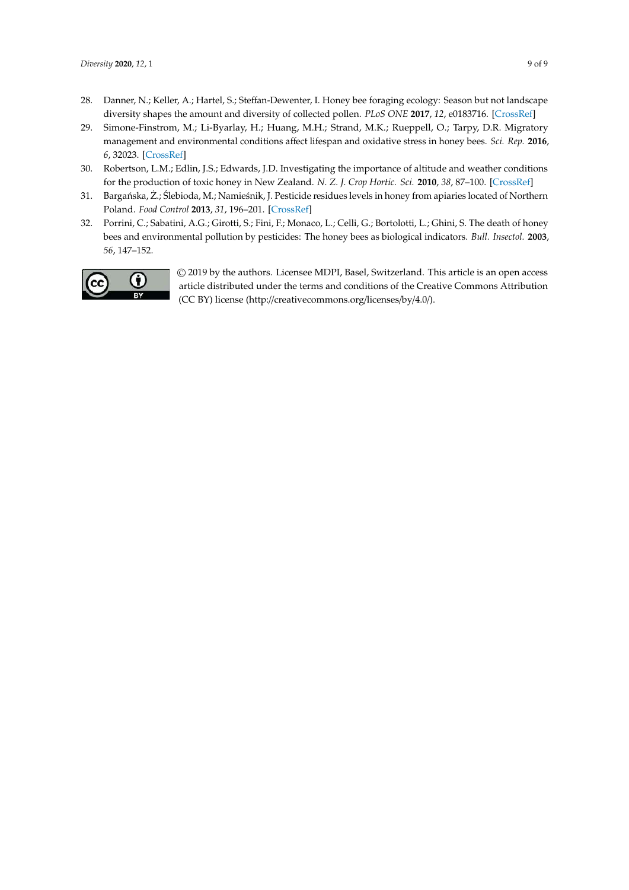28. Danner, N.; Keller, A.; Hartel, S.; Steffan-Dewenter, I. Honey bee foraging ecology: Season but not landscape diversity shapes the amount and diversity of collected pollen. *PLoS ONE* **2017**, *12*, e0183716. [CrossRef]
29. Simone-Finstrom, M.; Li-Byarlay, H.; Huang, M.H.; Strand, M.K.; Rueppell, O.; Tarpy, D.R. Migratory management and environmental conditions affect lifespan and oxidative stress in honey bees. *Sci. Rep.* **2016**, *6*, 32023. [CrossRef]
30. Robertson, L.M.; Edlin, J.S.; Edwards, J.D. Investigating the importance of altitude and weather conditions for the production of toxic honey in New Zealand. *N. Z. J. Crop Hortic. Sci.* **2010**, *38*, 87–100. [CrossRef]
31. Bargańska, Ż.; Ślebioda, M.; Namieśnik, J. Pesticide residues levels in honey from apiaries located of Northern Poland. *Food Control* **2013**, *31*, 196–201. [CrossRef]
32. Porrini, C.; Sabatini, A.G.; Girotti, S.; Fini, F.; Monaco, L.; Celli, G.; Bortolotti, L.; Ghini, S. The death of honey bees and environmental pollution by pesticides: The honey bees as biological indicators. *Bull. Insectol.* **2003**, *56*, 147–152.

© 2019 by the authors. Licensee MDPI, Basel, Switzerland. This article is an open access article distributed under the terms and conditions of the Creative Commons Attribution (CC BY) license (http://creativecommons.org/licenses/by/4.0/).